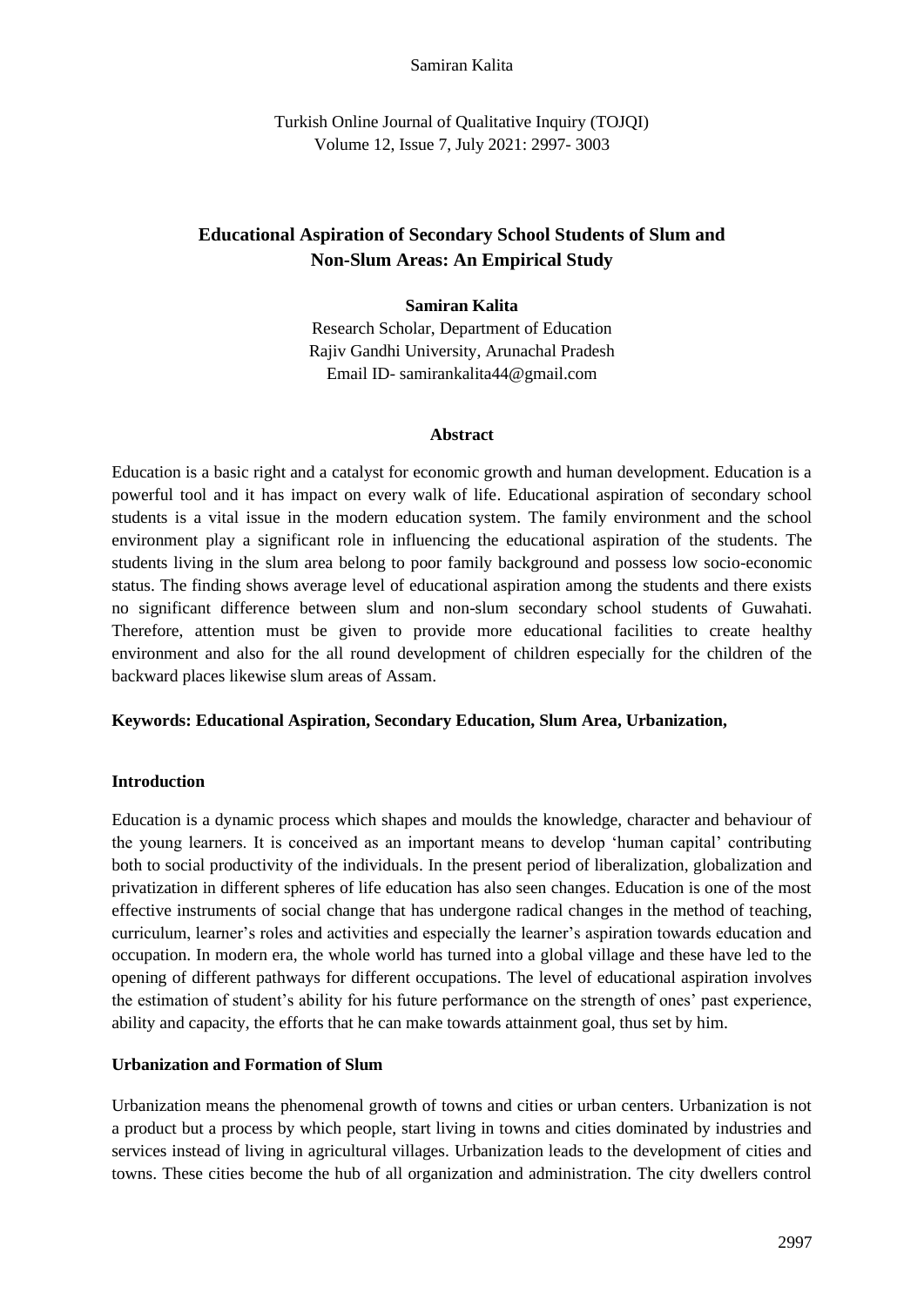# Educational Aspiration of Secondary School Students of Slum and Non-Slum Areas: An Empirical Study

**Samiran Kalita**

Research Scholar, Department of Education
Rajiv Gandhi University, Arunachal Pradesh
Email ID- samirankalita44@gmail.com

## Abstract

Education is a basic right and a catalyst for economic growth and human development. Education is a powerful tool and it has impact on every walk of life. Educational aspiration of secondary school students is a vital issue in the modern education system. The family environment and the school environment play a significant role in influencing the educational aspiration of the students. The students living in the slum area belong to poor family background and possess low socio-economic status. The finding shows average level of educational aspiration among the students and there exists no significant difference between slum and non-slum secondary school students of Guwahati. Therefore, attention must be given to provide more educational facilities to create healthy environment and also for the all round development of children especially for the children of the backward places likewise slum areas of Assam.

**Keywords: Educational Aspiration, Secondary Education, Slum Area, Urbanization,**

## Introduction

Education is a dynamic process which shapes and moulds the knowledge, character and behaviour of the young learners. It is conceived as an important means to develop 'human capital' contributing both to social productivity of the individuals. In the present period of liberalization, globalization and privatization in different spheres of life education has also seen changes. Education is one of the most effective instruments of social change that has undergone radical changes in the method of teaching, curriculum, learner's roles and activities and especially the learner's aspiration towards education and occupation. In modern era, the whole world has turned into a global village and these have led to the opening of different pathways for different occupations. The level of educational aspiration involves the estimation of student's ability for his future performance on the strength of ones' past experience, ability and capacity, the efforts that he can make towards attainment goal, thus set by him.

## Urbanization and Formation of Slum

Urbanization means the phenomenal growth of towns and cities or urban centers. Urbanization is not a product but a process by which people, start living in towns and cities dominated by industries and services instead of living in agricultural villages. Urbanization leads to the development of cities and towns. These cities become the hub of all organization and administration. The city dwellers control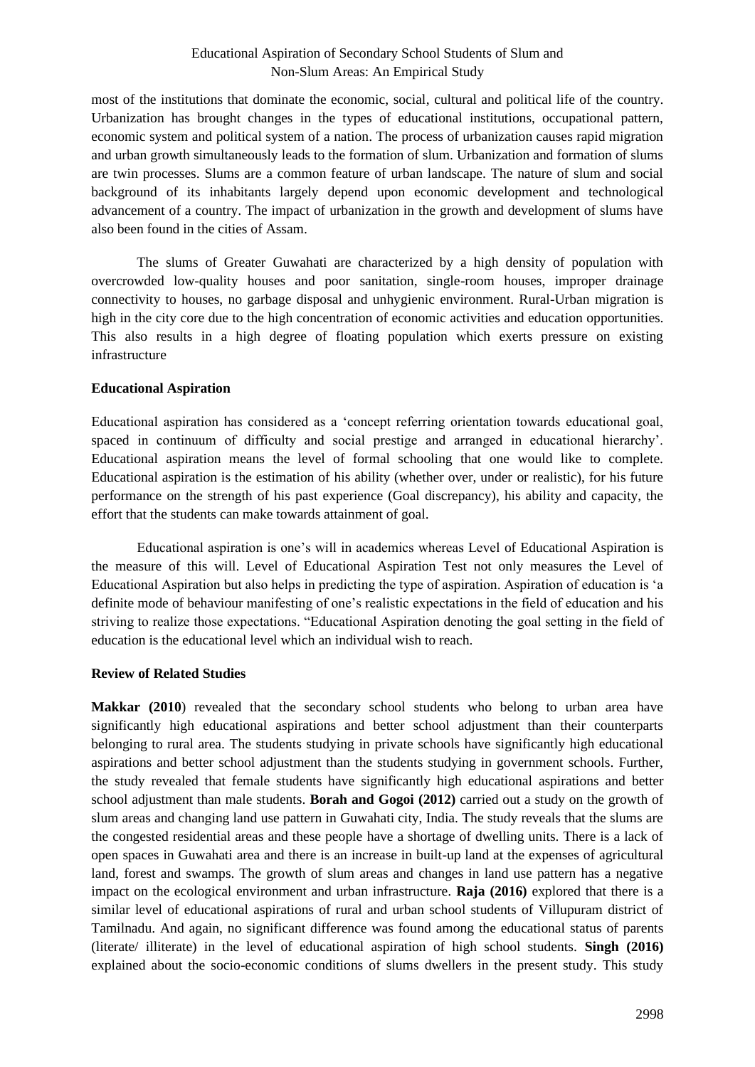most of the institutions that dominate the economic, social, cultural and political life of the country. Urbanization has brought changes in the types of educational institutions, occupational pattern, economic system and political system of a nation. The process of urbanization causes rapid migration and urban growth simultaneously leads to the formation of slum. Urbanization and formation of slums are twin processes. Slums are a common feature of urban landscape. The nature of slum and social background of its inhabitants largely depend upon economic development and technological advancement of a country. The impact of urbanization in the growth and development of slums have also been found in the cities of Assam.

The slums of Greater Guwahati are characterized by a high density of population with overcrowded low-quality houses and poor sanitation, single-room houses, improper drainage connectivity to houses, no garbage disposal and unhygienic environment. Rural-Urban migration is high in the city core due to the high concentration of economic activities and education opportunities. This also results in a high degree of floating population which exerts pressure on existing infrastructure

**Educational Aspiration**

Educational aspiration has considered as a 'concept referring orientation towards educational goal, spaced in continuum of difficulty and social prestige and arranged in educational hierarchy'. Educational aspiration means the level of formal schooling that one would like to complete. Educational aspiration is the estimation of his ability (whether over, under or realistic), for his future performance on the strength of his past experience (Goal discrepancy), his ability and capacity, the effort that the students can make towards attainment of goal.

Educational aspiration is one's will in academics whereas Level of Educational Aspiration is the measure of this will. Level of Educational Aspiration Test not only measures the Level of Educational Aspiration but also helps in predicting the type of aspiration. Aspiration of education is 'a definite mode of behaviour manifesting of one's realistic expectations in the field of education and his striving to realize those expectations. "Educational Aspiration denoting the goal setting in the field of education is the educational level which an individual wish to reach.

**Review of Related Studies**

**Makkar (2010**) revealed that the secondary school students who belong to urban area have significantly high educational aspirations and better school adjustment than their counterparts belonging to rural area. The students studying in private schools have significantly high educational aspirations and better school adjustment than the students studying in government schools. Further, the study revealed that female students have significantly high educational aspirations and better school adjustment than male students. **Borah and Gogoi (2012)** carried out a study on the growth of slum areas and changing land use pattern in Guwahati city, India. The study reveals that the slums are the congested residential areas and these people have a shortage of dwelling units. There is a lack of open spaces in Guwahati area and there is an increase in built-up land at the expenses of agricultural land, forest and swamps. The growth of slum areas and changes in land use pattern has a negative impact on the ecological environment and urban infrastructure. **Raja (2016)** explored that there is a similar level of educational aspirations of rural and urban school students of Villupuram district of Tamilnadu. And again, no significant difference was found among the educational status of parents (literate/ illiterate) in the level of educational aspiration of high school students. **Singh (2016)** explained about the socio-economic conditions of slums dwellers in the present study. This study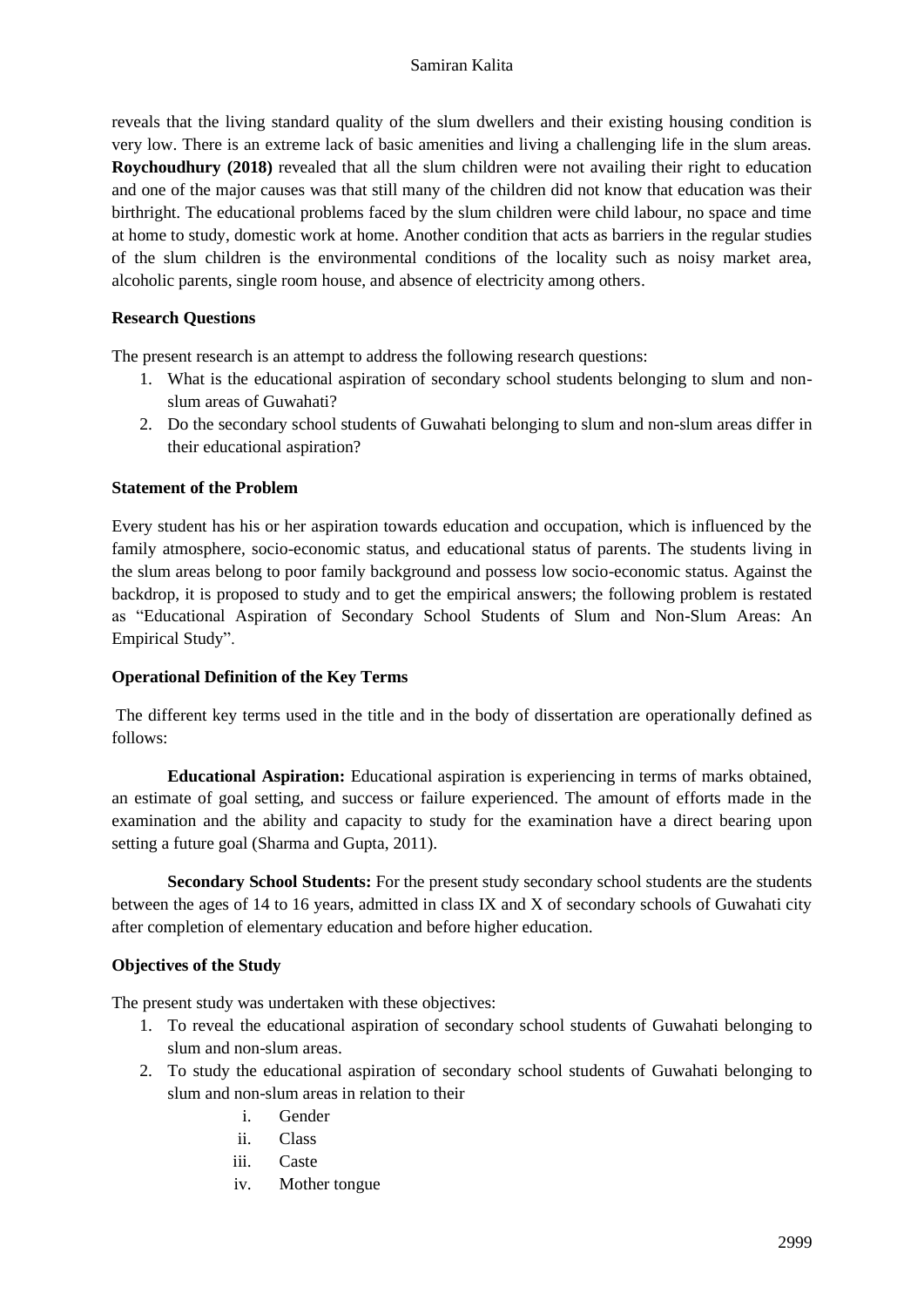reveals that the living standard quality of the slum dwellers and their existing housing condition is very low. There is an extreme lack of basic amenities and living a challenging life in the slum areas. **Roychoudhury (2018)** revealed that all the slum children were not availing their right to education and one of the major causes was that still many of the children did not know that education was their birthright. The educational problems faced by the slum children were child labour, no space and time at home to study, domestic work at home. Another condition that acts as barriers in the regular studies of the slum children is the environmental conditions of the locality such as noisy market area, alcoholic parents, single room house, and absence of electricity among others.

**Research Questions**

The present research is an attempt to address the following research questions:

1. What is the educational aspiration of secondary school students belonging to slum and non-slum areas of Guwahati?
2. Do the secondary school students of Guwahati belonging to slum and non-slum areas differ in their educational aspiration?

**Statement of the Problem**

Every student has his or her aspiration towards education and occupation, which is influenced by the family atmosphere, socio-economic status, and educational status of parents. The students living in the slum areas belong to poor family background and possess low socio-economic status. Against the backdrop, it is proposed to study and to get the empirical answers; the following problem is restated as "Educational Aspiration of Secondary School Students of Slum and Non-Slum Areas: An Empirical Study".

**Operational Definition of the Key Terms**

The different key terms used in the title and in the body of dissertation are operationally defined as follows:

**Educational Aspiration:** Educational aspiration is experiencing in terms of marks obtained, an estimate of goal setting, and success or failure experienced. The amount of efforts made in the examination and the ability and capacity to study for the examination have a direct bearing upon setting a future goal (Sharma and Gupta, 2011).

**Secondary School Students:** For the present study secondary school students are the students between the ages of 14 to 16 years, admitted in class IX and X of secondary schools of Guwahati city after completion of elementary education and before higher education.

**Objectives of the Study**

The present study was undertaken with these objectives:

1. To reveal the educational aspiration of secondary school students of Guwahati belonging to slum and non-slum areas.
2. To study the educational aspiration of secondary school students of Guwahati belonging to slum and non-slum areas in relation to their
   i. Gender
   ii. Class
   iii. Caste
   iv. Mother tongue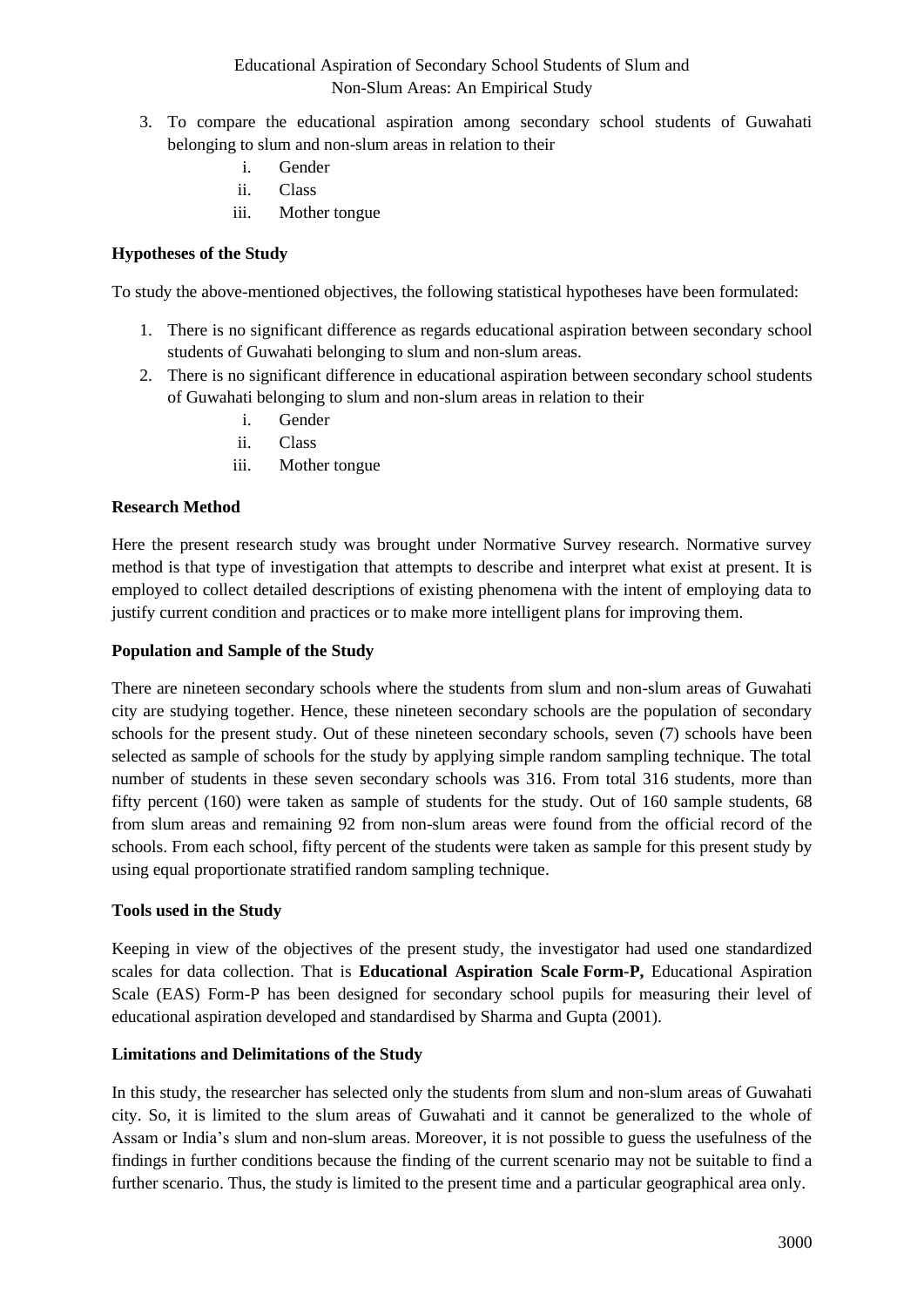3. To compare the educational aspiration among secondary school students of Guwahati belonging to slum and non-slum areas in relation to their
    i. Gender
    ii. Class
    iii. Mother tongue

**Hypotheses of the Study**

To study the above-mentioned objectives, the following statistical hypotheses have been formulated:

1. There is no significant difference as regards educational aspiration between secondary school students of Guwahati belonging to slum and non-slum areas.
2. There is no significant difference in educational aspiration between secondary school students of Guwahati belonging to slum and non-slum areas in relation to their
    i. Gender
    ii. Class
    iii. Mother tongue

**Research Method**

Here the present research study was brought under Normative Survey research. Normative survey method is that type of investigation that attempts to describe and interpret what exist at present. It is employed to collect detailed descriptions of existing phenomena with the intent of employing data to justify current condition and practices or to make more intelligent plans for improving them.

**Population and Sample of the Study**

There are nineteen secondary schools where the students from slum and non-slum areas of Guwahati city are studying together. Hence, these nineteen secondary schools are the population of secondary schools for the present study. Out of these nineteen secondary schools, seven (7) schools have been selected as sample of schools for the study by applying simple random sampling technique. The total number of students in these seven secondary schools was 316. From total 316 students, more than fifty percent (160) were taken as sample of students for the study. Out of 160 sample students, 68 from slum areas and remaining 92 from non-slum areas were found from the official record of the schools. From each school, fifty percent of the students were taken as sample for this present study by using equal proportionate stratified random sampling technique.

**Tools used in the Study**

Keeping in view of the objectives of the present study, the investigator had used one standardized scales for data collection. That is **Educational Aspiration Scale Form-P,** Educational Aspiration Scale (EAS) Form-P has been designed for secondary school pupils for measuring their level of educational aspiration developed and standardised by Sharma and Gupta (2001).

**Limitations and Delimitations of the Study**

In this study, the researcher has selected only the students from slum and non-slum areas of Guwahati city. So, it is limited to the slum areas of Guwahati and it cannot be generalized to the whole of Assam or India's slum and non-slum areas. Moreover, it is not possible to guess the usefulness of the findings in further conditions because the finding of the current scenario may not be suitable to find a further scenario. Thus, the study is limited to the present time and a particular geographical area only.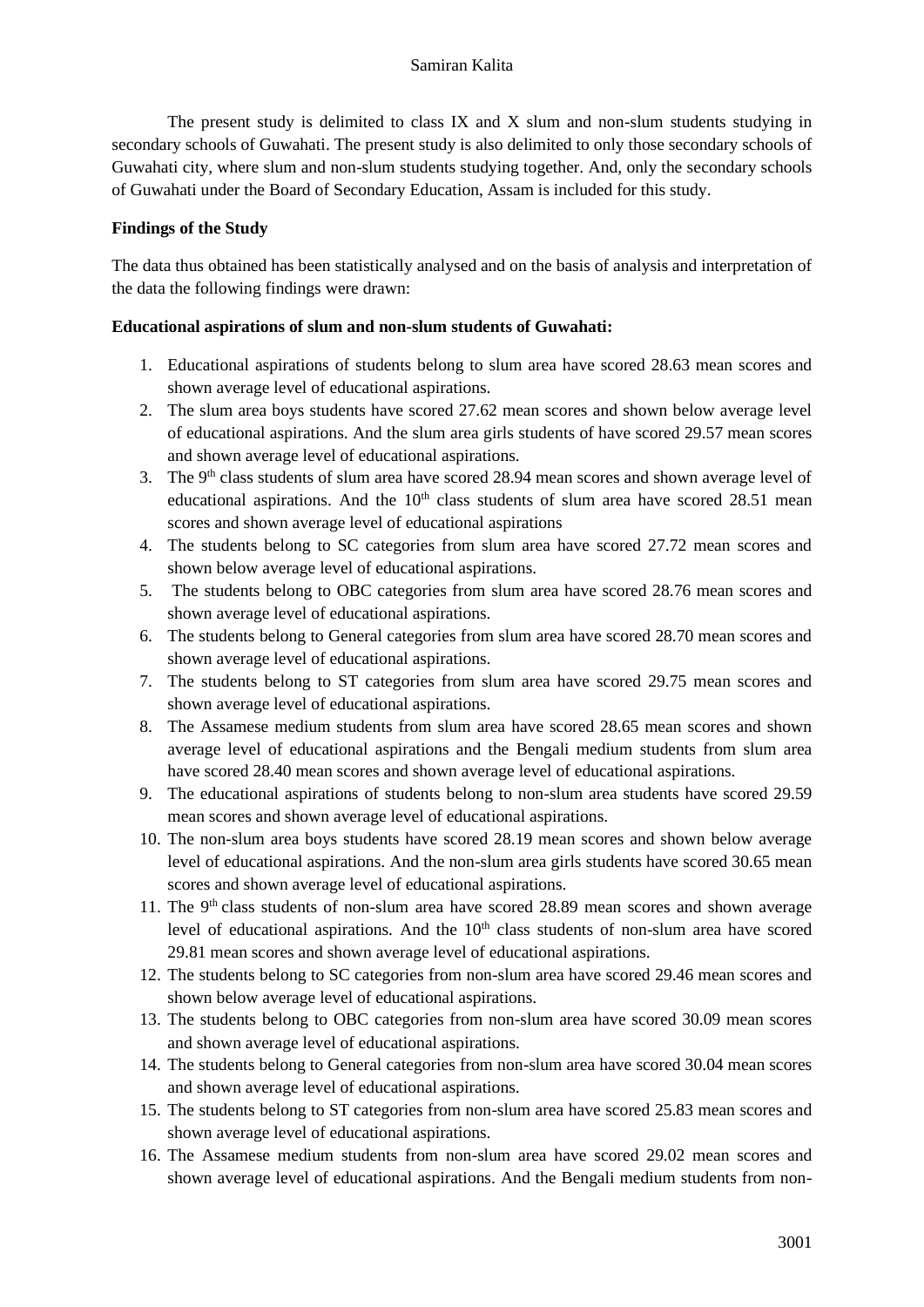The present study is delimited to class IX and X slum and non-slum students studying in secondary schools of Guwahati. The present study is also delimited to only those secondary schools of Guwahati city, where slum and non-slum students studying together. And, only the secondary schools of Guwahati under the Board of Secondary Education, Assam is included for this study.

**Findings of the Study**

The data thus obtained has been statistically analysed and on the basis of analysis and interpretation of the data the following findings were drawn:

**Educational aspirations of slum and non-slum students of Guwahati:**

1. Educational aspirations of students belong to slum area have scored 28.63 mean scores and shown average level of educational aspirations.
2. The slum area boys students have scored 27.62 mean scores and shown below average level of educational aspirations. And the slum area girls students of have scored 29.57 mean scores and shown average level of educational aspirations.
3. The 9th class students of slum area have scored 28.94 mean scores and shown average level of educational aspirations. And the 10th class students of slum area have scored 28.51 mean scores and shown average level of educational aspirations
4. The students belong to SC categories from slum area have scored 27.72 mean scores and shown below average level of educational aspirations.
5. The students belong to OBC categories from slum area have scored 28.76 mean scores and shown average level of educational aspirations.
6. The students belong to General categories from slum area have scored 28.70 mean scores and shown average level of educational aspirations.
7. The students belong to ST categories from slum area have scored 29.75 mean scores and shown average level of educational aspirations.
8. The Assamese medium students from slum area have scored 28.65 mean scores and shown average level of educational aspirations and the Bengali medium students from slum area have scored 28.40 mean scores and shown average level of educational aspirations.
9. The educational aspirations of students belong to non-slum area students have scored 29.59 mean scores and shown average level of educational aspirations.
10. The non-slum area boys students have scored 28.19 mean scores and shown below average level of educational aspirations. And the non-slum area girls students have scored 30.65 mean scores and shown average level of educational aspirations.
11. The 9th class students of non-slum area have scored 28.89 mean scores and shown average level of educational aspirations. And the 10th class students of non-slum area have scored 29.81 mean scores and shown average level of educational aspirations.
12. The students belong to SC categories from non-slum area have scored 29.46 mean scores and shown below average level of educational aspirations.
13. The students belong to OBC categories from non-slum area have scored 30.09 mean scores and shown average level of educational aspirations.
14. The students belong to General categories from non-slum area have scored 30.04 mean scores and shown average level of educational aspirations.
15. The students belong to ST categories from non-slum area have scored 25.83 mean scores and shown average level of educational aspirations.
16. The Assamese medium students from non-slum area have scored 29.02 mean scores and shown average level of educational aspirations. And the Bengali medium students from non-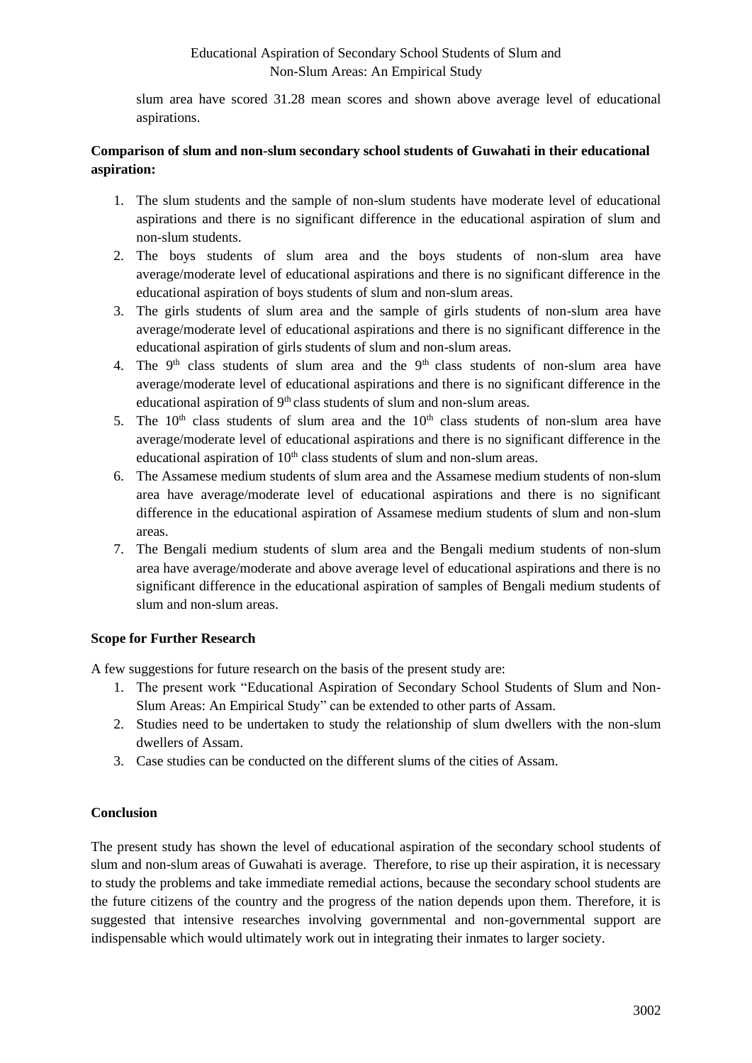slum area have scored 31.28 mean scores and shown above average level of educational aspirations.

**Comparison of slum and non-slum secondary school students of Guwahati in their educational aspiration:**

1. The slum students and the sample of non-slum students have moderate level of educational aspirations and there is no significant difference in the educational aspiration of slum and non-slum students.
2. The boys students of slum area and the boys students of non-slum area have average/moderate level of educational aspirations and there is no significant difference in the educational aspiration of boys students of slum and non-slum areas.
3. The girls students of slum area and the sample of girls students of non-slum area have average/moderate level of educational aspirations and there is no significant difference in the educational aspiration of girls students of slum and non-slum areas.
4. The 9th class students of slum area and the 9th class students of non-slum area have average/moderate level of educational aspirations and there is no significant difference in the educational aspiration of 9th class students of slum and non-slum areas.
5. The 10th class students of slum area and the 10th class students of non-slum area have average/moderate level of educational aspirations and there is no significant difference in the educational aspiration of 10th class students of slum and non-slum areas.
6. The Assamese medium students of slum area and the Assamese medium students of non-slum area have average/moderate level of educational aspirations and there is no significant difference in the educational aspiration of Assamese medium students of slum and non-slum areas.
7. The Bengali medium students of slum area and the Bengali medium students of non-slum area have average/moderate and above average level of educational aspirations and there is no significant difference in the educational aspiration of samples of Bengali medium students of slum and non-slum areas.

**Scope for Further Research**

A few suggestions for future research on the basis of the present study are:

1. The present work "Educational Aspiration of Secondary School Students of Slum and Non-Slum Areas: An Empirical Study" can be extended to other parts of Assam.
2. Studies need to be undertaken to study the relationship of slum dwellers with the non-slum dwellers of Assam.
3. Case studies can be conducted on the different slums of the cities of Assam.

**Conclusion**

The present study has shown the level of educational aspiration of the secondary school students of slum and non-slum areas of Guwahati is average. Therefore, to rise up their aspiration, it is necessary to study the problems and take immediate remedial actions, because the secondary school students are the future citizens of the country and the progress of the nation depends upon them. Therefore, it is suggested that intensive researches involving governmental and non-governmental support are indispensable which would ultimately work out in integrating their inmates to larger society.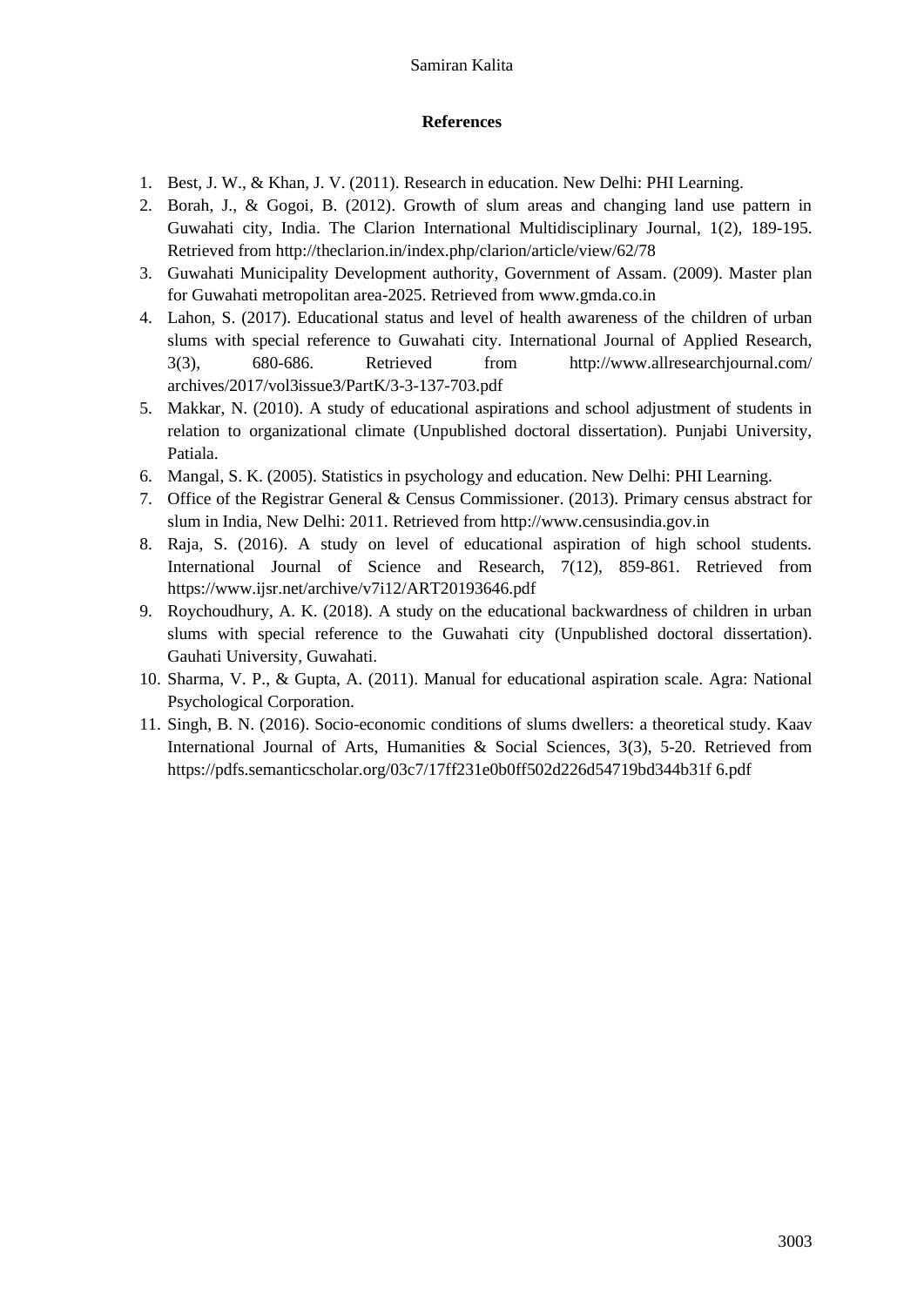## References

1. Best, J. W., & Khan, J. V. (2011). Research in education. New Delhi: PHI Learning.
2. Borah, J., & Gogoi, B. (2012). Growth of slum areas and changing land use pattern in Guwahati city, India. The Clarion International Multidisciplinary Journal, 1(2), 189-195. Retrieved from http://theclarion.in/index.php/clarion/article/view/62/78
3. Guwahati Municipality Development authority, Government of Assam. (2009). Master plan for Guwahati metropolitan area-2025. Retrieved from www.gmda.co.in
4. Lahon, S. (2017). Educational status and level of health awareness of the children of urban slums with special reference to Guwahati city. International Journal of Applied Research, 3(3), 680-686. Retrieved from http://www.allresearchjournal.com/ archives/2017/vol3issue3/PartK/3-3-137-703.pdf
5. Makkar, N. (2010). A study of educational aspirations and school adjustment of students in relation to organizational climate (Unpublished doctoral dissertation). Punjabi University, Patiala.
6. Mangal, S. K. (2005). Statistics in psychology and education. New Delhi: PHI Learning.
7. Office of the Registrar General & Census Commissioner. (2013). Primary census abstract for slum in India, New Delhi: 2011. Retrieved from http://www.censusindia.gov.in
8. Raja, S. (2016). A study on level of educational aspiration of high school students. International Journal of Science and Research, 7(12), 859-861. Retrieved from https://www.ijsr.net/archive/v7i12/ART20193646.pdf
9. Roychoudhury, A. K. (2018). A study on the educational backwardness of children in urban slums with special reference to the Guwahati city (Unpublished doctoral dissertation). Gauhati University, Guwahati.
10. Sharma, V. P., & Gupta, A. (2011). Manual for educational aspiration scale. Agra: National Psychological Corporation.
11. Singh, B. N. (2016). Socio-economic conditions of slums dwellers: a theoretical study. Kaav International Journal of Arts, Humanities & Social Sciences, 3(3), 5-20. Retrieved from https://pdfs.semanticscholar.org/03c7/17ff231e0b0ff502d226d54719bd344b31f 6.pdf